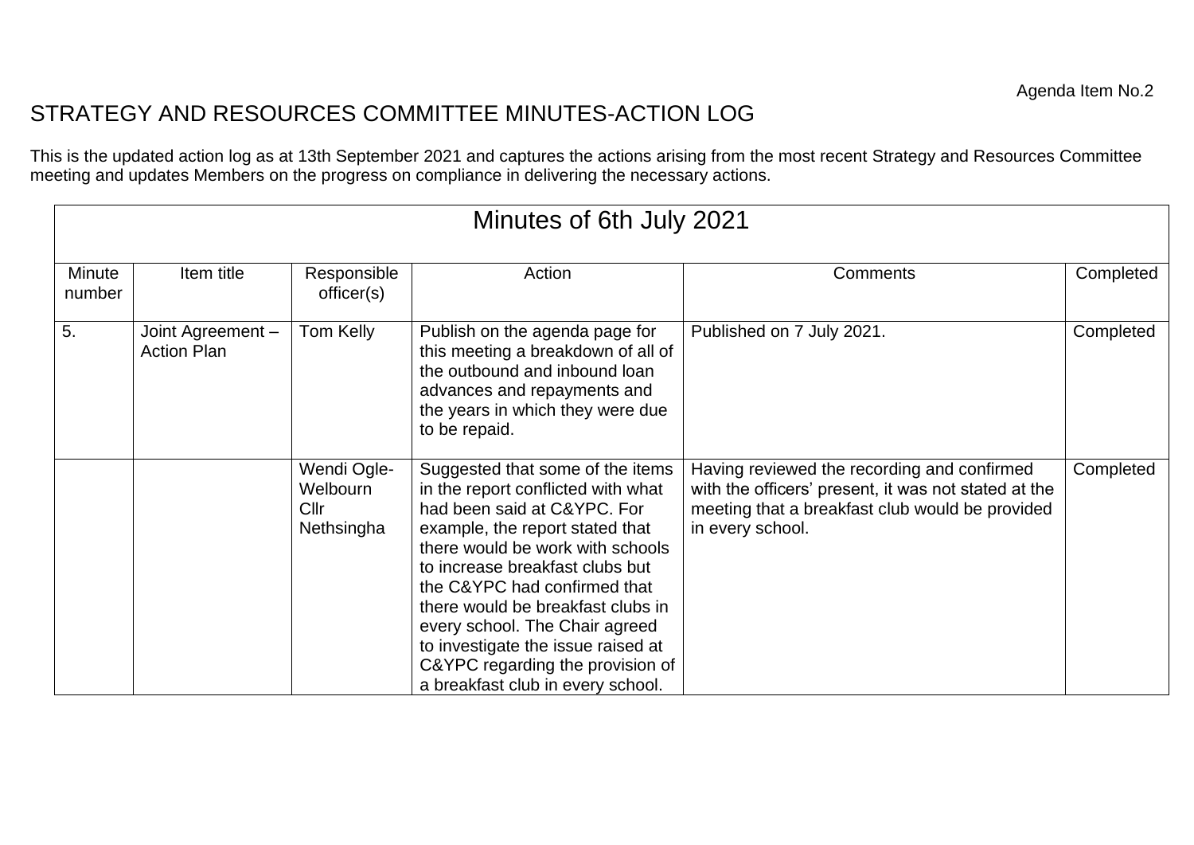Agenda Item No.2

# STRATEGY AND RESOURCES COMMITTEE MINUTES-ACTION LOG

This is the updated action log as at 13th September 2021 and captures the actions arising from the most recent Strategy and Resources Committee meeting and updates Members on the progress on compliance in delivering the necessary actions.

| Minutes of 6th July 2021 | | | | | |
|---|---|---|---|---|---|
| Minute number | Item title | Responsible officer(s) | Action | Comments | Completed |
| 5. | Joint Agreement – Action Plan | Tom Kelly | Publish on the agenda page for this meeting a breakdown of all of the outbound and inbound loan advances and repayments and the years in which they were due to be repaid. | Published on 7 July 2021. | Completed |
| | | Wendi Ogle-Welbourn Cllr Nethsingha | Suggested that some of the items in the report conflicted with what had been said at C&YPC. For example, the report stated that there would be work with schools to increase breakfast clubs but the C&YPC had confirmed that there would be breakfast clubs in every school. The Chair agreed to investigate the issue raised at C&YPC regarding the provision of a breakfast club in every school. | Having reviewed the recording and confirmed with the officers' present, it was not stated at the meeting that a breakfast club would be provided in every school. | Completed |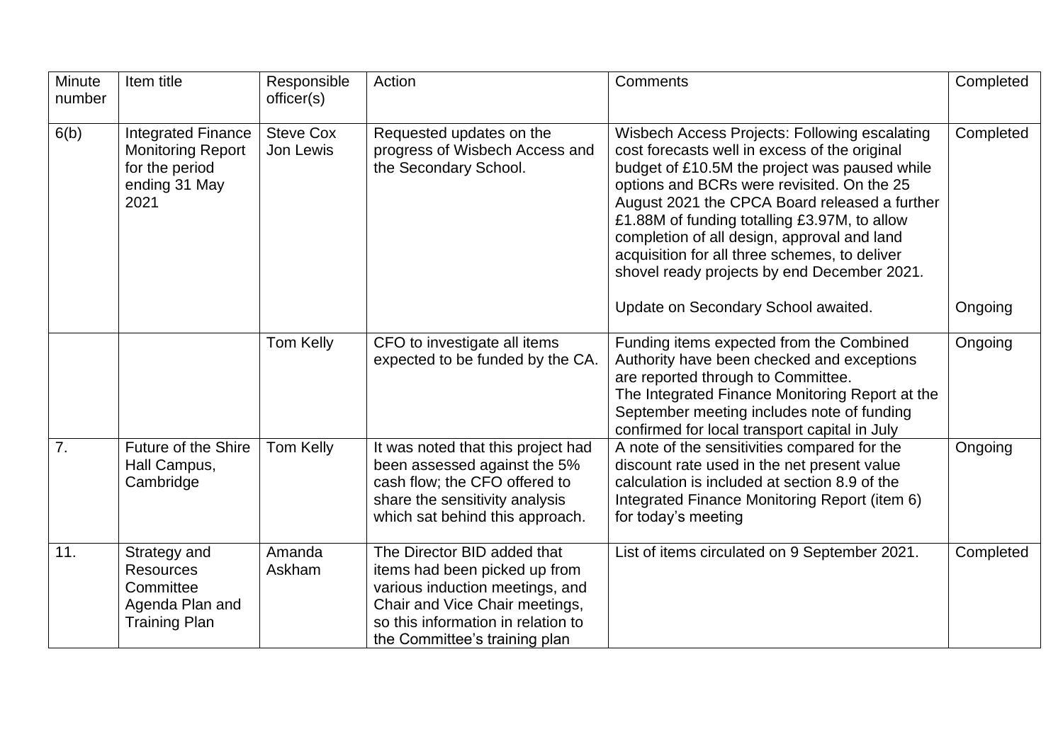| Minute number | Item title | Responsible officer(s) | Action | Comments | Completed |
|---|---|---|---|---|---|
| 6(b) | Integrated Finance Monitoring Report for the period ending 31 May 2021 | Steve Cox Jon Lewis | Requested updates on the progress of Wisbech Access and the Secondary School. | Wisbech Access Projects: Following escalating cost forecasts well in excess of the original budget of £10.5M the project was paused while options and BCRs were revisited. On the 25 August 2021 the CPCA Board released a further £1.88M of funding totalling £3.97M, to allow completion of all design, approval and land acquisition for all three schemes, to deliver shovel ready projects by end December 2021.<br><br>Update on Secondary School awaited. | Completed<br><br>Ongoing |
| | | Tom Kelly | CFO to investigate all items expected to be funded by the CA. | Funding items expected from the Combined Authority have been checked and exceptions are reported through to Committee.<br>The Integrated Finance Monitoring Report at the September meeting includes note of funding confirmed for local transport capital in July | Ongoing |
| 7. | Future of the Shire Hall Campus, Cambridge | Tom Kelly | It was noted that this project had been assessed against the 5% cash flow; the CFO offered to share the sensitivity analysis which sat behind this approach. | A note of the sensitivities compared for the discount rate used in the net present value calculation is included at section 8.9 of the Integrated Finance Monitoring Report (item 6) for today's meeting | Ongoing |
| 11. | Strategy and Resources Committee Agenda Plan and Training Plan | Amanda Askham | The Director BID added that items had been picked up from various induction meetings, and Chair and Vice Chair meetings, so this information in relation to the Committee's training plan | List of items circulated on 9 September 2021. | Completed |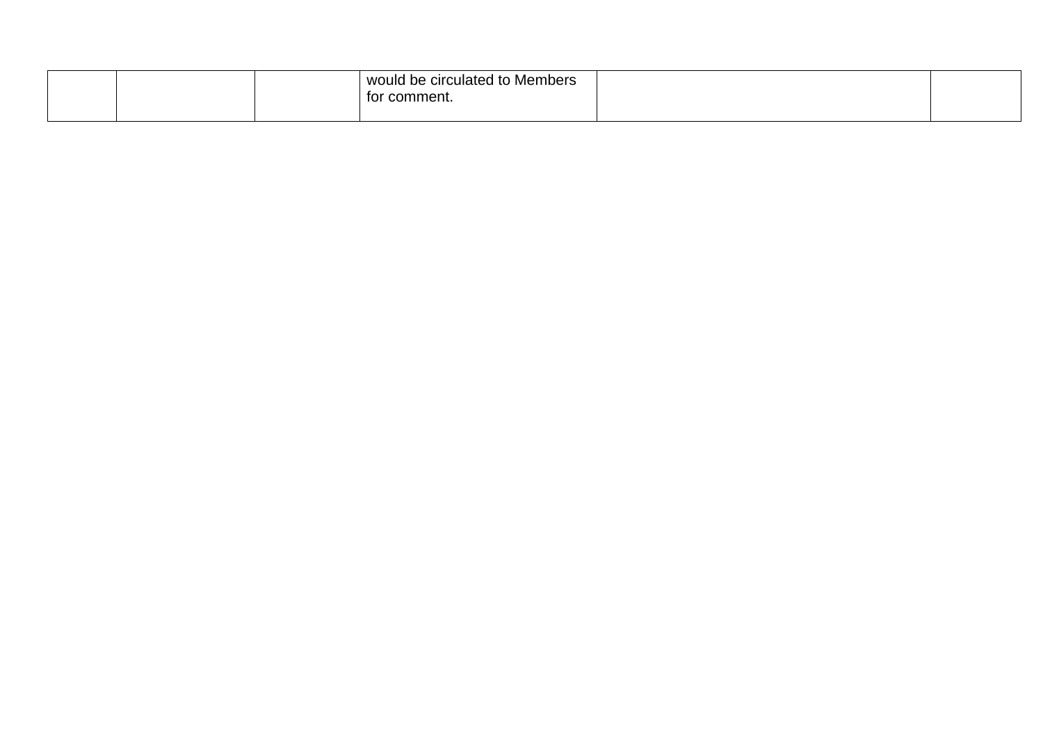| | | | | | |
|---|---|---|---|---|---|
| | | | would be circulated to Members for comment. | | |